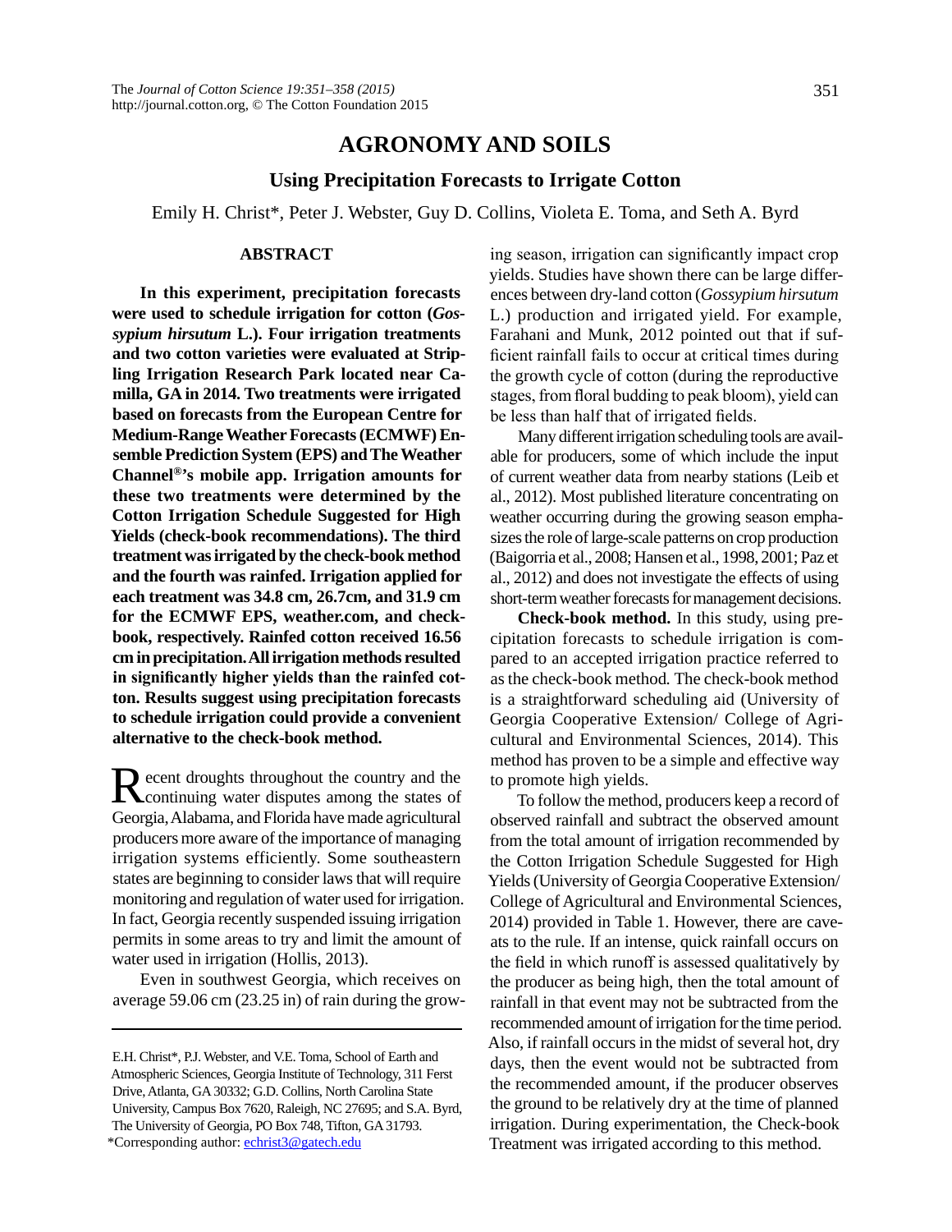# AGRONOMY AND SOILS

## Using Precipitation Forecasts to Irrigate Cotton

Emily H. Christ*, Peter J. Webster, Guy D. Collins, Violeta E. Toma, and Seth A. Byrd

### ABSTRACT

**In this experiment, precipitation forecasts were used to schedule irrigation for cotton (*Gossypium hirsutum* L.). Four irrigation treatments and two cotton varieties were evaluated at Stripling Irrigation Research Park located near Camilla, GA in 2014. Two treatments were irrigated based on forecasts from the European Centre for Medium-Range Weather Forecasts (ECMWF) Ensemble Prediction System (EPS) and The Weather Channel®'s mobile app. Irrigation amounts for these two treatments were determined by the Cotton Irrigation Schedule Suggested for High Yields (check-book recommendations). The third treatment was irrigated by the check-book method and the fourth was rainfed. Irrigation applied for each treatment was 34.8 cm, 26.7cm, and 31.9 cm for the ECMWF EPS, weather.com, and check-book, respectively. Rainfed cotton received 16.56 cm in precipitation. All irrigation methods resulted in significantly higher yields than the rainfed cotton. Results suggest using precipitation forecasts to schedule irrigation could provide a convenient alternative to the check-book method.**

Recent droughts throughout the country and the continuing water disputes among the states of Georgia, Alabama, and Florida have made agricultural producers more aware of the importance of managing irrigation systems efficiently. Some southeastern states are beginning to consider laws that will require monitoring and regulation of water used for irrigation. In fact, Georgia recently suspended issuing irrigation permits in some areas to try and limit the amount of water used in irrigation (Hollis, 2013).

Even in southwest Georgia, which receives on average 59.06 cm (23.25 in) of rain during the growing season, irrigation can significantly impact crop yields. Studies have shown there can be large differences between dry-land cotton (*Gossypium hirsutum* L.) production and irrigated yield. For example, Farahani and Munk, 2012 pointed out that if sufficient rainfall fails to occur at critical times during the growth cycle of cotton (during the reproductive stages, from floral budding to peak bloom), yield can be less than half that of irrigated fields.

Many different irrigation scheduling tools are available for producers, some of which include the input of current weather data from nearby stations (Leib et al., 2012). Most published literature concentrating on weather occurring during the growing season emphasizes the role of large-scale patterns on crop production (Baigorria et al., 2008; Hansen et al., 1998, 2001; Paz et al., 2012) and does not investigate the effects of using short-term weather forecasts for management decisions.

**Check-book method.** In this study, using precipitation forecasts to schedule irrigation is compared to an accepted irrigation practice referred to as the check-book method. The check-book method is a straightforward scheduling aid (University of Georgia Cooperative Extension/ College of Agricultural and Environmental Sciences, 2014). This method has proven to be a simple and effective way to promote high yields.

To follow the method, producers keep a record of observed rainfall and subtract the observed amount from the total amount of irrigation recommended by the Cotton Irrigation Schedule Suggested for High Yields (University of Georgia Cooperative Extension/ College of Agricultural and Environmental Sciences, 2014) provided in Table 1. However, there are caveats to the rule. If an intense, quick rainfall occurs on the field in which runoff is assessed qualitatively by the producer as being high, then the total amount of rainfall in that event may not be subtracted from the recommended amount of irrigation for the time period. Also, if rainfall occurs in the midst of several hot, dry days, then the event would not be subtracted from the recommended amount, if the producer observes the ground to be relatively dry at the time of planned irrigation. During experimentation, the Check-book Treatment was irrigated according to this method.

---

E.H. Christ*, P.J. Webster, and V.E. Toma, School of Earth and Atmospheric Sciences, Georgia Institute of Technology, 311 Ferst Drive, Atlanta, GA 30332; G.D. Collins, North Carolina State University, Campus Box 7620, Raleigh, NC 27695; and S.A. Byrd, The University of Georgia, PO Box 748, Tifton, GA 31793.
*Corresponding author: echrist3@gatech.edu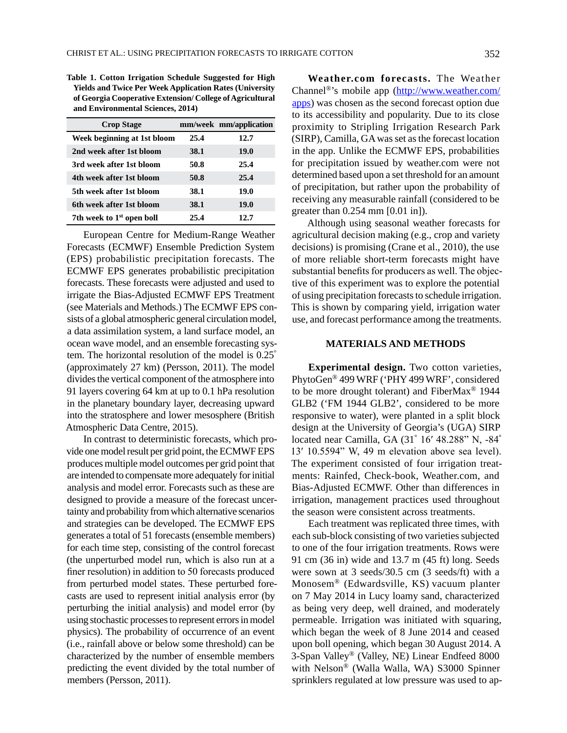**Table 1. Cotton Irrigation Schedule Suggested for High Yields and Twice Per Week Application Rates (University of Georgia Cooperative Extension/ College of Agricultural and Environmental Sciences, 2014)**

| Crop Stage | mm/week | mm/application |
|---|---|---|
| Week beginning at 1st bloom | 25.4 | 12.7 |
| 2nd week after 1st bloom | 38.1 | 19.0 |
| 3rd week after 1st bloom | 50.8 | 25.4 |
| 4th week after 1st bloom | 50.8 | 25.4 |
| 5th week after 1st bloom | 38.1 | 19.0 |
| 6th week after 1st bloom | 38.1 | 19.0 |
| 7th week to 1st open boll | 25.4 | 12.7 |

European Centre for Medium-Range Weather Forecasts (ECMWF) Ensemble Prediction System (EPS) probabilistic precipitation forecasts. The ECMWF EPS generates probabilistic precipitation forecasts. These forecasts were adjusted and used to irrigate the Bias-Adjusted ECMWF EPS Treatment (see Materials and Methods.) The ECMWF EPS consists of a global atmospheric general circulation model, a data assimilation system, a land surface model, an ocean wave model, and an ensemble forecasting system. The horizontal resolution of the model is 0.25˚ (approximately 27 km) (Persson, 2011). The model divides the vertical component of the atmosphere into 91 layers covering 64 km at up to 0.1 hPa resolution in the planetary boundary layer, decreasing upward into the stratosphere and lower mesosphere (British Atmospheric Data Centre, 2015).

In contrast to deterministic forecasts, which provide one model result per grid point, the ECMWF EPS produces multiple model outcomes per grid point that are intended to compensate more adequately for initial analysis and model error. Forecasts such as these are designed to provide a measure of the forecast uncertainty and probability from which alternative scenarios and strategies can be developed. The ECMWF EPS generates a total of 51 forecasts (ensemble members) for each time step, consisting of the control forecast (the unperturbed model run, which is also run at a finer resolution) in addition to 50 forecasts produced from perturbed model states. These perturbed forecasts are used to represent initial analysis error (by perturbing the initial analysis) and model error (by using stochastic processes to represent errors in model physics). The probability of occurrence of an event (i.e., rainfall above or below some threshold) can be characterized by the number of ensemble members predicting the event divided by the total number of members (Persson, 2011).

**Weather.com forecasts.** The Weather Channel®'s mobile app (http://www.weather.com/apps) was chosen as the second forecast option due to its accessibility and popularity. Due to its close proximity to Stripling Irrigation Research Park (SIRP), Camilla, GA was set as the forecast location in the app. Unlike the ECMWF EPS, probabilities for precipitation issued by weather.com were not determined based upon a set threshold for an amount of precipitation, but rather upon the probability of receiving any measurable rainfall (considered to be greater than 0.254 mm [0.01 in]).

Although using seasonal weather forecasts for agricultural decision making (e.g., crop and variety decisions) is promising (Crane et al., 2010), the use of more reliable short-term forecasts might have substantial benefits for producers as well. The objective of this experiment was to explore the potential of using precipitation forecasts to schedule irrigation. This is shown by comparing yield, irrigation water use, and forecast performance among the treatments.

## MATERIALS AND METHODS

**Experimental design.** Two cotton varieties, PhytoGen® 499 WRF ('PHY 499 WRF', considered to be more drought tolerant) and FiberMax® 1944 GLB2 ('FM 1944 GLB2', considered to be more responsive to water), were planted in a split block design at the University of Georgia's (UGA) SIRP located near Camilla, GA (31˚ 16′ 48.288" N, -84˚ 13′ 10.5594" W, 49 m elevation above sea level). The experiment consisted of four irrigation treatments: Rainfed, Check-book, Weather.com, and Bias-Adjusted ECMWF. Other than differences in irrigation, management practices used throughout the season were consistent across treatments.

Each treatment was replicated three times, with each sub-block consisting of two varieties subjected to one of the four irrigation treatments. Rows were 91 cm (36 in) wide and 13.7 m (45 ft) long. Seeds were sown at 3 seeds/30.5 cm (3 seeds/ft) with a Monosem® (Edwardsville, KS) vacuum planter on 7 May 2014 in Lucy loamy sand, characterized as being very deep, well drained, and moderately permeable. Irrigation was initiated with squaring, which began the week of 8 June 2014 and ceased upon boll opening, which began 30 August 2014. A 3-Span Valley® (Valley, NE) Linear Endfeed 8000 with Nelson® (Walla Walla, WA) S3000 Spinner sprinklers regulated at low pressure was used to ap-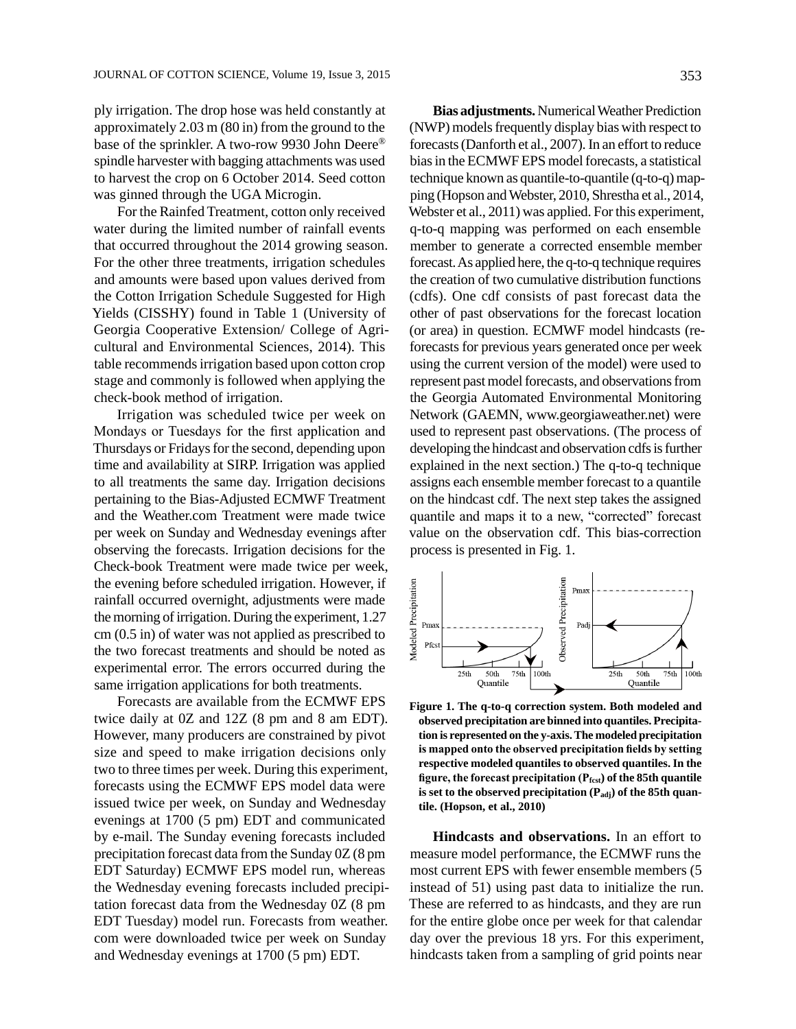ply irrigation. The drop hose was held constantly at approximately 2.03 m (80 in) from the ground to the base of the sprinkler. A two-row 9930 John Deere® spindle harvester with bagging attachments was used to harvest the crop on 6 October 2014. Seed cotton was ginned through the UGA Microgin.

For the Rainfed Treatment, cotton only received water during the limited number of rainfall events that occurred throughout the 2014 growing season. For the other three treatments, irrigation schedules and amounts were based upon values derived from the Cotton Irrigation Schedule Suggested for High Yields (CISSHY) found in Table 1 (University of Georgia Cooperative Extension/ College of Agricultural and Environmental Sciences, 2014). This table recommends irrigation based upon cotton crop stage and commonly is followed when applying the check-book method of irrigation.

Irrigation was scheduled twice per week on Mondays or Tuesdays for the first application and Thursdays or Fridays for the second, depending upon time and availability at SIRP. Irrigation was applied to all treatments the same day. Irrigation decisions pertaining to the Bias-Adjusted ECMWF Treatment and the Weather.com Treatment were made twice per week on Sunday and Wednesday evenings after observing the forecasts. Irrigation decisions for the Check-book Treatment were made twice per week, the evening before scheduled irrigation. However, if rainfall occurred overnight, adjustments were made the morning of irrigation. During the experiment, 1.27 cm (0.5 in) of water was not applied as prescribed to the two forecast treatments and should be noted as experimental error. The errors occurred during the same irrigation applications for both treatments.

Forecasts are available from the ECMWF EPS twice daily at 0Z and 12Z (8 pm and 8 am EDT). However, many producers are constrained by pivot size and speed to make irrigation decisions only two to three times per week. During this experiment, forecasts using the ECMWF EPS model data were issued twice per week, on Sunday and Wednesday evenings at 1700 (5 pm) EDT and communicated by e-mail. The Sunday evening forecasts included precipitation forecast data from the Sunday 0Z (8 pm EDT Saturday) ECMWF EPS model run, whereas the Wednesday evening forecasts included precipitation forecast data from the Wednesday 0Z (8 pm EDT Tuesday) model run. Forecasts from weather.com were downloaded twice per week on Sunday and Wednesday evenings at 1700 (5 pm) EDT.

**Bias adjustments.** Numerical Weather Prediction (NWP) models frequently display bias with respect to forecasts (Danforth et al., 2007). In an effort to reduce bias in the ECMWF EPS model forecasts, a statistical technique known as quantile-to-quantile (q-to-q) mapping (Hopson and Webster, 2010, Shrestha et al., 2014, Webster et al., 2011) was applied. For this experiment, q-to-q mapping was performed on each ensemble member to generate a corrected ensemble member forecast. As applied here, the q-to-q technique requires the creation of two cumulative distribution functions (cdfs). One cdf consists of past forecast data the other of past observations for the forecast location (or area) in question. ECMWF model hindcasts (re-forecasts for previous years generated once per week using the current version of the model) were used to represent past model forecasts, and observations from the Georgia Automated Environmental Monitoring Network (GAEMN, www.georgiaweather.net) were used to represent past observations. (The process of developing the hindcast and observation cdfs is further explained in the next section.) The q-to-q technique assigns each ensemble member forecast to a quantile on the hindcast cdf. The next step takes the assigned quantile and maps it to a new, "corrected" forecast value on the observation cdf. This bias-correction process is presented in Fig. 1.

**Figure 1. The q-to-q correction system. Both modeled and observed precipitation are binned into quantiles. Precipitation is represented on the y-axis. The modeled precipitation is mapped onto the observed precipitation fields by setting respective modeled quantiles to observed quantiles. In the figure, the forecast precipitation ($P_{fcst}$) of the 85th quantile is set to the observed precipitation ($P_{adj}$) of the 85th quantile. (Hopson, et al., 2010)**

**Hindcasts and observations.** In an effort to measure model performance, the ECMWF runs the most current EPS with fewer ensemble members (5 instead of 51) using past data to initialize the run. These are referred to as hindcasts, and they are run for the entire globe once per week for that calendar day over the previous 18 yrs. For this experiment, hindcasts taken from a sampling of grid points near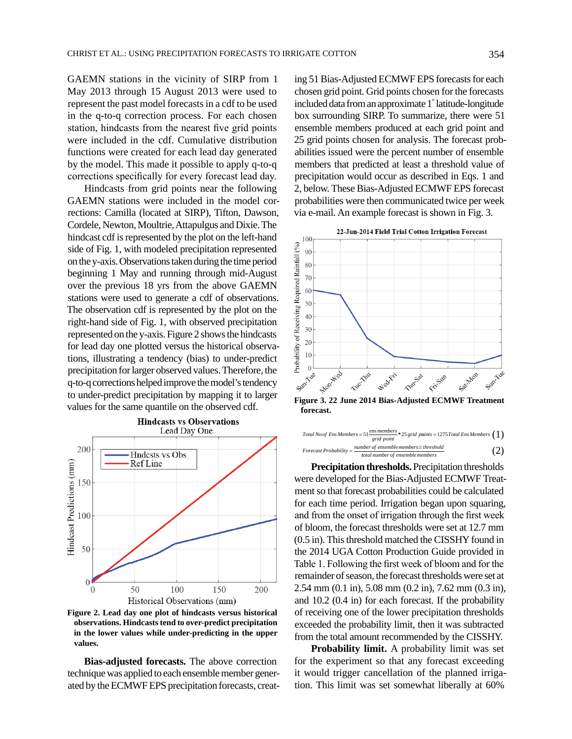GAEMN stations in the vicinity of SIRP from 1 May 2013 through 15 August 2013 were used to represent the past model forecasts in a cdf to be used in the q-to-q correction process. For each chosen station, hindcasts from the nearest five grid points were included in the cdf. Cumulative distribution functions were created for each lead day generated by the model. This made it possible to apply q-to-q corrections specifically for every forecast lead day.

Hindcasts from grid points near the following GAEMN stations were included in the model corrections: Camilla (located at SIRP), Tifton, Dawson, Cordele, Newton, Moultrie, Attapulgus and Dixie. The hindcast cdf is represented by the plot on the left-hand side of Fig. 1, with modeled precipitation represented on the y-axis. Observations taken during the time period beginning 1 May and running through mid-August over the previous 18 yrs from the above GAEMN stations were used to generate a cdf of observations. The observation cdf is represented by the plot on the right-hand side of Fig. 1, with observed precipitation represented on the y-axis. Figure 2 shows the hindcasts for lead day one plotted versus the historical observations, illustrating a tendency (bias) to under-predict precipitation for larger observed values. Therefore, the q-to-q corrections helped improve the model's tendency to under-predict precipitation by mapping it to larger values for the same quantile on the observed cdf.

**Figure 2. Lead day one plot of hindcasts versus historical observations. Hindcasts tend to over-predict precipitation in the lower values while under-predicting in the upper values.**

**Bias-adjusted forecasts.** The above correction technique was applied to each ensemble member generated by the ECMWF EPS precipitation forecasts, creating 51 Bias-Adjusted ECMWF EPS forecasts for each chosen grid point. Grid points chosen for the forecasts included data from an approximate 1° latitude-longitude box surrounding SIRP. To summarize, there were 51 ensemble members produced at each grid point and 25 grid points chosen for analysis. The forecast probabilities issued were the percent number of ensemble members that predicted at least a threshold value of precipitation would occur as described in Eqs. 1 and 2, below. These Bias-Adjusted ECMWF EPS forecast probabilities were then communicated twice per week via e-mail. An example forecast is shown in Fig. 3.

**Figure 3. 22 June 2014 Bias-Adjusted ECMWF Treatment forecast.**

$$Total\ No\ of\ Ens\ Members = 51\frac{ens\ members}{grid\ point} * 25\ grid\ points = 1275\ Total\ Ens\ Members \quad (1)$$

$$Forecast\ Probability = \frac{number\ of\ ensemble\ members \geq threshold}{total\ number\ of\ ensemble\ members} \quad (2)$$

**Precipitation thresholds.** Precipitation thresholds were developed for the Bias-Adjusted ECMWF Treatment so that forecast probabilities could be calculated for each time period. Irrigation began upon squaring, and from the onset of irrigation through the first week of bloom, the forecast thresholds were set at 12.7 mm (0.5 in). This threshold matched the CISSHY found in the 2014 UGA Cotton Production Guide provided in Table 1. Following the first week of bloom and for the remainder of season, the forecast thresholds were set at 2.54 mm (0.1 in), 5.08 mm (0.2 in), 7.62 mm (0.3 in), and 10.2 (0.4 in) for each forecast. If the probability of receiving one of the lower precipitation thresholds exceeded the probability limit, then it was subtracted from the total amount recommended by the CISSHY.

**Probability limit.** A probability limit was set for the experiment so that any forecast exceeding it would trigger cancellation of the planned irrigation. This limit was set somewhat liberally at 60%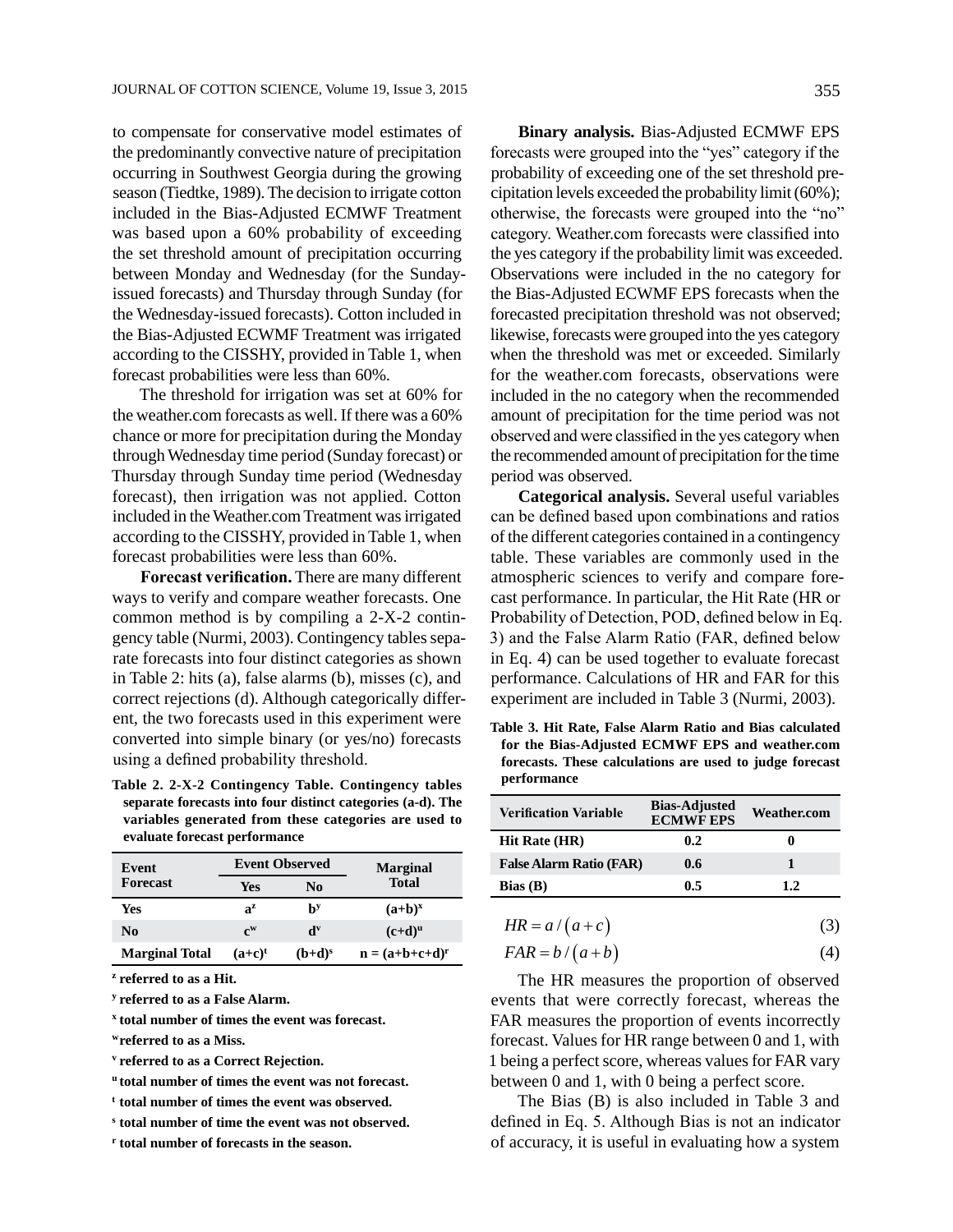to compensate for conservative model estimates of the predominantly convective nature of precipitation occurring in Southwest Georgia during the growing season (Tiedtke, 1989). The decision to irrigate cotton included in the Bias-Adjusted ECMWF Treatment was based upon a 60% probability of exceeding the set threshold amount of precipitation occurring between Monday and Wednesday (for the Sunday-issued forecasts) and Thursday through Sunday (for the Wednesday-issued forecasts). Cotton included in the Bias-Adjusted ECWMF Treatment was irrigated according to the CISSHY, provided in Table 1, when forecast probabilities were less than 60%.

The threshold for irrigation was set at 60% for the weather.com forecasts as well. If there was a 60% chance or more for precipitation during the Monday through Wednesday time period (Sunday forecast) or Thursday through Sunday time period (Wednesday forecast), then irrigation was not applied. Cotton included in the Weather.com Treatment was irrigated according to the CISSHY, provided in Table 1, when forecast probabilities were less than 60%.

**Forecast verification.** There are many different ways to verify and compare weather forecasts. One common method is by compiling a 2-X-2 contingency table (Nurmi, 2003). Contingency tables separate forecasts into four distinct categories as shown in Table 2: hits (a), false alarms (b), misses (c), and correct rejections (d). Although categorically different, the two forecasts used in this experiment were converted into simple binary (or yes/no) forecasts using a defined probability threshold.

**Table 2. 2-X-2 Contingency Table. Contingency tables separate forecasts into four distinct categories (a-d). The variables generated from these categories are used to evaluate forecast performance**

| Event Forecast | Event Observed | | Marginal Total |
|---|---|---|---|
| | Yes | No | |
| Yes | a[z] | b[y] | (a+b)[x] |
| No | c[w] | d[v] | (c+d)[u] |
| Marginal Total | (a+c)[t] | (b+d)[s] | n = (a+b+c+d)[r] |

[z] referred to as a Hit.

[y] referred to as a False Alarm.

[x] total number of times the event was forecast.

[w] referred to as a Miss.

[v] referred to as a Correct Rejection.

[u] total number of times the event was not forecast.

[t] total number of times the event was observed.

[s] total number of time the event was not observed.

[r] total number of forecasts in the season.

**Binary analysis.** Bias-Adjusted ECMWF EPS forecasts were grouped into the "yes" category if the probability of exceeding one of the set threshold precipitation levels exceeded the probability limit (60%); otherwise, the forecasts were grouped into the "no" category. Weather.com forecasts were classified into the yes category if the probability limit was exceeded. Observations were included in the no category for the Bias-Adjusted ECWMF EPS forecasts when the forecasted precipitation threshold was not observed; likewise, forecasts were grouped into the yes category when the threshold was met or exceeded. Similarly for the weather.com forecasts, observations were included in the no category when the recommended amount of precipitation for the time period was not observed and were classified in the yes category when the recommended amount of precipitation for the time period was observed.

**Categorical analysis.** Several useful variables can be defined based upon combinations and ratios of the different categories contained in a contingency table. These variables are commonly used in the atmospheric sciences to verify and compare forecast performance. In particular, the Hit Rate (HR or Probability of Detection, POD, defined below in Eq. 3) and the False Alarm Ratio (FAR, defined below in Eq. 4) can be used together to evaluate forecast performance. Calculations of HR and FAR for this experiment are included in Table 3 (Nurmi, 2003).

**Table 3. Hit Rate, False Alarm Ratio and Bias calculated for the Bias-Adjusted ECMWF EPS and weather.com forecasts. These calculations are used to judge forecast performance**

| Verification Variable | Bias-Adjusted ECMWF EPS | Weather.com |
|---|---|---|
| Hit Rate (HR) | 0.2 | 0 |
| False Alarm Ratio (FAR) | 0.6 | 1 |
| Bias (B) | 0.5 | 1.2 |

$$HR = a / \left( a + c \right) \tag{3}$$

$$FAR = b / \left( a + b \right) \tag{4}$$

The HR measures the proportion of observed events that were correctly forecast, whereas the FAR measures the proportion of events incorrectly forecast. Values for HR range between 0 and 1, with 1 being a perfect score, whereas values for FAR vary between 0 and 1, with 0 being a perfect score.

The Bias (B) is also included in Table 3 and defined in Eq. 5. Although Bias is not an indicator of accuracy, it is useful in evaluating how a system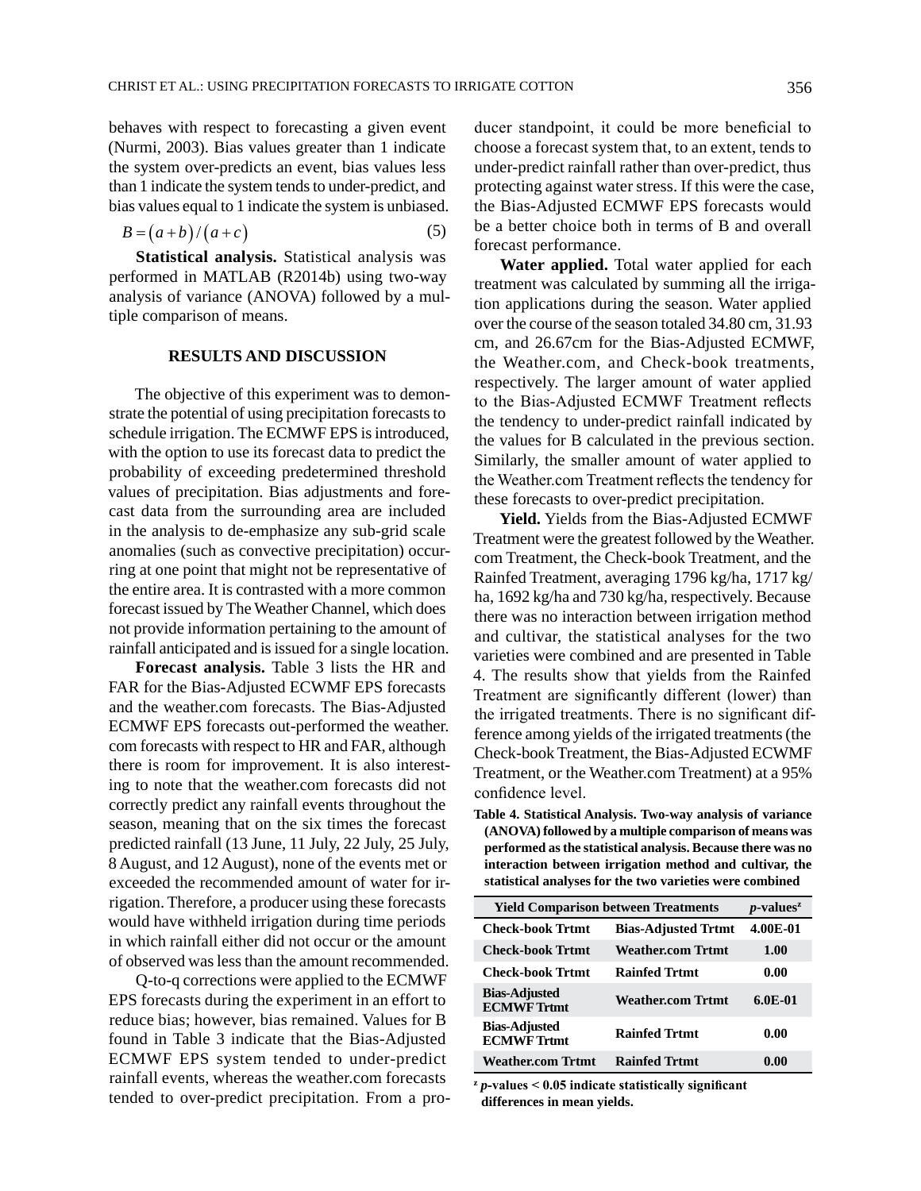behaves with respect to forecasting a given event (Nurmi, 2003). Bias values greater than 1 indicate the system over-predicts an event, bias values less than 1 indicate the system tends to under-predict, and bias values equal to 1 indicate the system is unbiased.

$$B = (a+b)/(a+c) \tag{5}$$

**Statistical analysis.** Statistical analysis was performed in MATLAB (R2014b) using two-way analysis of variance (ANOVA) followed by a multiple comparison of means.

## RESULTS AND DISCUSSION

The objective of this experiment was to demonstrate the potential of using precipitation forecasts to schedule irrigation. The ECMWF EPS is introduced, with the option to use its forecast data to predict the probability of exceeding predetermined threshold values of precipitation. Bias adjustments and forecast data from the surrounding area are included in the analysis to de-emphasize any sub-grid scale anomalies (such as convective precipitation) occurring at one point that might not be representative of the entire area. It is contrasted with a more common forecast issued by The Weather Channel, which does not provide information pertaining to the amount of rainfall anticipated and is issued for a single location.

**Forecast analysis.** Table 3 lists the HR and FAR for the Bias-Adjusted ECWMF EPS forecasts and the weather.com forecasts. The Bias-Adjusted ECMWF EPS forecasts out-performed the weather.com forecasts with respect to HR and FAR, although there is room for improvement. It is also interesting to note that the weather.com forecasts did not correctly predict any rainfall events throughout the season, meaning that on the six times the forecast predicted rainfall (13 June, 11 July, 22 July, 25 July, 8 August, and 12 August), none of the events met or exceeded the recommended amount of water for irrigation. Therefore, a producer using these forecasts would have withheld irrigation during time periods in which rainfall either did not occur or the amount of observed was less than the amount recommended.

Q-to-q corrections were applied to the ECMWF EPS forecasts during the experiment in an effort to reduce bias; however, bias remained. Values for B found in Table 3 indicate that the Bias-Adjusted ECMWF EPS system tended to under-predict rainfall events, whereas the weather.com forecasts tended to over-predict precipitation. From a producer standpoint, it could be more beneficial to choose a forecast system that, to an extent, tends to under-predict rainfall rather than over-predict, thus protecting against water stress. If this were the case, the Bias-Adjusted ECMWF EPS forecasts would be a better choice both in terms of B and overall forecast performance.

**Water applied.** Total water applied for each treatment was calculated by summing all the irrigation applications during the season. Water applied over the course of the season totaled 34.80 cm, 31.93 cm, and 26.67cm for the Bias-Adjusted ECMWF, the Weather.com, and Check-book treatments, respectively. The larger amount of water applied to the Bias-Adjusted ECMWF Treatment reflects the tendency to under-predict rainfall indicated by the values for B calculated in the previous section. Similarly, the smaller amount of water applied to the Weather.com Treatment reflects the tendency for these forecasts to over-predict precipitation.

**Yield.** Yields from the Bias-Adjusted ECMWF Treatment were the greatest followed by the Weather.com Treatment, the Check-book Treatment, and the Rainfed Treatment, averaging 1796 kg/ha, 1717 kg/ha, 1692 kg/ha and 730 kg/ha, respectively. Because there was no interaction between irrigation method and cultivar, the statistical analyses for the two varieties were combined and are presented in Table 4. The results show that yields from the Rainfed Treatment are significantly different (lower) than the irrigated treatments. There is no significant difference among yields of the irrigated treatments (the Check-book Treatment, the Bias-Adjusted ECWMF Treatment, or the Weather.com Treatment) at a 95% confidence level.

**Table 4. Statistical Analysis. Two-way analysis of variance (ANOVA) followed by a multiple comparison of means was performed as the statistical analysis. Because there was no interaction between irrigation method and cultivar, the statistical analyses for the two varieties were combined**

| Yield Comparison between Treatments | | *p*-values[z] |
|---|---|---|
| Check-book Trtmt | Bias-Adjusted Trtmt | 4.00E-01 |
| Check-book Trtmt | Weather.com Trtmt | 1.00 |
| Check-book Trtmt | Rainfed Trtmt | 0.00 |
| Bias-Adjusted ECMWF Trtmt | Weather.com Trtmt | 6.0E-01 |
| Bias-Adjusted ECMWF Trtmt | Rainfed Trtmt | 0.00 |
| Weather.com Trtmt | Rainfed Trtmt | 0.00 |

[z] ***p*-values < 0.05 indicate statistically significant differences in mean yields.**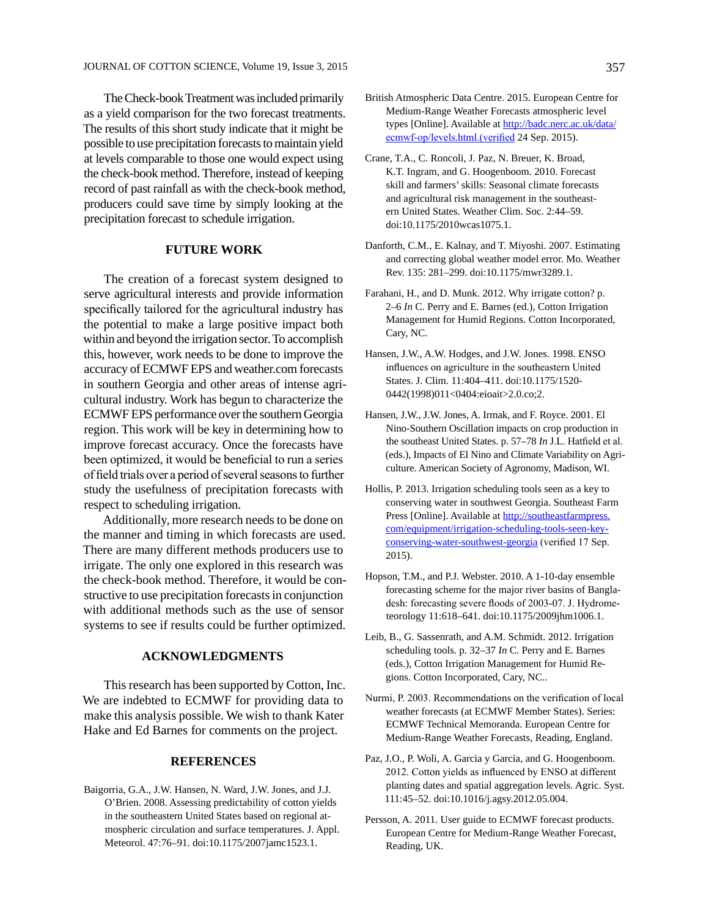The Check-book Treatment was included primarily as a yield comparison for the two forecast treatments. The results of this short study indicate that it might be possible to use precipitation forecasts to maintain yield at levels comparable to those one would expect using the check-book method. Therefore, instead of keeping record of past rainfall as with the check-book method, producers could save time by simply looking at the precipitation forecast to schedule irrigation.

## FUTURE WORK

The creation of a forecast system designed to serve agricultural interests and provide information specifically tailored for the agricultural industry has the potential to make a large positive impact both within and beyond the irrigation sector. To accomplish this, however, work needs to be done to improve the accuracy of ECMWF EPS and weather.com forecasts in southern Georgia and other areas of intense agricultural industry. Work has begun to characterize the ECMWF EPS performance over the southern Georgia region. This work will be key in determining how to improve forecast accuracy. Once the forecasts have been optimized, it would be beneficial to run a series of field trials over a period of several seasons to further study the usefulness of precipitation forecasts with respect to scheduling irrigation.

Additionally, more research needs to be done on the manner and timing in which forecasts are used. There are many different methods producers use to irrigate. The only one explored in this research was the check-book method. Therefore, it would be constructive to use precipitation forecasts in conjunction with additional methods such as the use of sensor systems to see if results could be further optimized.

## ACKNOWLEDGMENTS

This research has been supported by Cotton, Inc. We are indebted to ECMWF for providing data to make this analysis possible. We wish to thank Kater Hake and Ed Barnes for comments on the project.

## REFERENCES

Baigorria, G.A., J.W. Hansen, N. Ward, J.W. Jones, and J.J. O'Brien. 2008. Assessing predictability of cotton yields in the southeastern United States based on regional atmospheric circulation and surface temperatures. J. Appl. Meteorol. 47:76–91. doi:10.1175/2007jamc1523.1.

British Atmospheric Data Centre. 2015. European Centre for Medium-Range Weather Forecasts atmospheric level types [Online]. Available at http://badc.nerc.ac.uk/data/ecmwf-op/levels.html.(verified 24 Sep. 2015).

Crane, T.A., C. Roncoli, J. Paz, N. Breuer, K. Broad, K.T. Ingram, and G. Hoogenboom. 2010. Forecast skill and farmers' skills: Seasonal climate forecasts and agricultural risk management in the southeastern United States. Weather Clim. Soc. 2:44–59. doi:10.1175/2010wcas1075.1.

Danforth, C.M., E. Kalnay, and T. Miyoshi. 2007. Estimating and correcting global weather model error. Mo. Weather Rev. 135: 281–299. doi:10.1175/mwr3289.1.

Farahani, H., and D. Munk. 2012. Why irrigate cotton? p. 2–6 *In* C. Perry and E. Barnes (ed.), Cotton Irrigation Management for Humid Regions. Cotton Incorporated, Cary, NC.

Hansen, J.W., A.W. Hodges, and J.W. Jones. 1998. ENSO influences on agriculture in the southeastern United States. J. Clim. 11:404–411. doi:10.1175/1520-0442(1998)011<0404:eioait>2.0.co;2.

Hansen, J.W., J.W. Jones, A. Irmak, and F. Royce. 2001. El Nino-Southern Oscillation impacts on crop production in the southeast United States. p. 57–78 *In* J.L. Hatfield et al. (eds.), Impacts of El Nino and Climate Variability on Agriculture. American Society of Agronomy, Madison, WI.

Hollis, P. 2013. Irrigation scheduling tools seen as a key to conserving water in southwest Georgia. Southeast Farm Press [Online]. Available at http://southeastfarmpress.com/equipment/irrigation-scheduling-tools-seen-key-conserving-water-southwest-georgia (verified 17 Sep. 2015).

Hopson, T.M., and P.J. Webster. 2010. A 1-10-day ensemble forecasting scheme for the major river basins of Bangladesh: forecasting severe floods of 2003-07. J. Hydrometeorology 11:618–641. doi:10.1175/2009jhm1006.1.

Leib, B., G. Sassenrath, and A.M. Schmidt. 2012. Irrigation scheduling tools. p. 32–37 *In* C. Perry and E. Barnes (eds.), Cotton Irrigation Management for Humid Regions. Cotton Incorporated, Cary, NC..

Nurmi, P. 2003. Recommendations on the verification of local weather forecasts (at ECMWF Member States). Series: ECMWF Technical Memoranda. European Centre for Medium-Range Weather Forecasts, Reading, England.

Paz, J.O., P. Woli, A. Garcia y Garcia, and G. Hoogenboom. 2012. Cotton yields as influenced by ENSO at different planting dates and spatial aggregation levels. Agric. Syst. 111:45–52. doi:10.1016/j.agsy.2012.05.004.

Persson, A. 2011. User guide to ECMWF forecast products. European Centre for Medium-Range Weather Forecast, Reading, UK.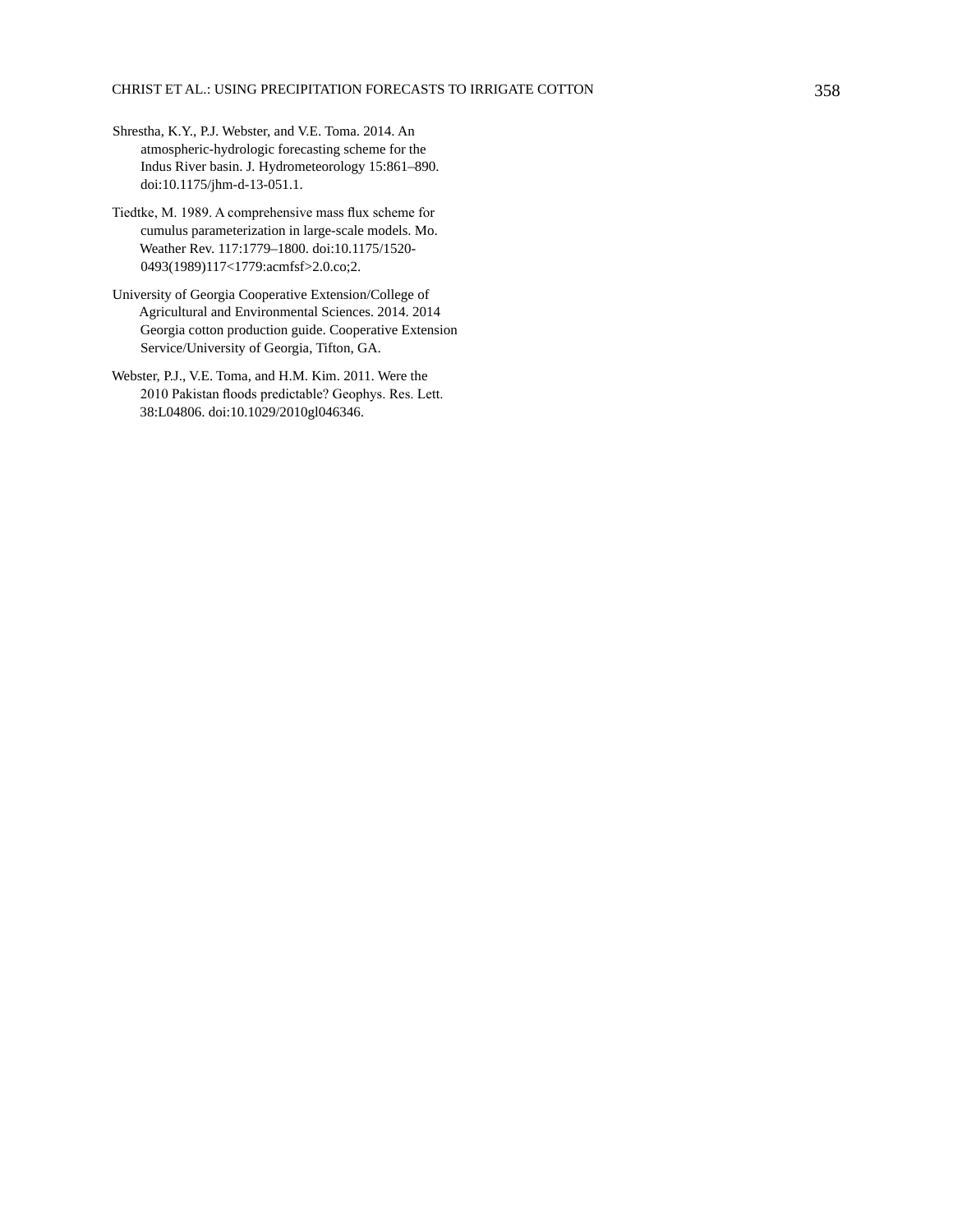Shrestha, K.Y., P.J. Webster, and V.E. Toma. 2014. An atmospheric-hydrologic forecasting scheme for the Indus River basin. J. Hydrometeorology 15:861–890. doi:10.1175/jhm-d-13-051.1.

Tiedtke, M. 1989. A comprehensive mass flux scheme for cumulus parameterization in large-scale models. Mo. Weather Rev. 117:1779–1800. doi:10.1175/1520-0493(1989)117<1779:acmfsf>2.0.co;2.

University of Georgia Cooperative Extension/College of Agricultural and Environmental Sciences. 2014. 2014 Georgia cotton production guide. Cooperative Extension Service/University of Georgia, Tifton, GA.

Webster, P.J., V.E. Toma, and H.M. Kim. 2011. Were the 2010 Pakistan floods predictable? Geophys. Res. Lett. 38:L04806. doi:10.1029/2010gl046346.